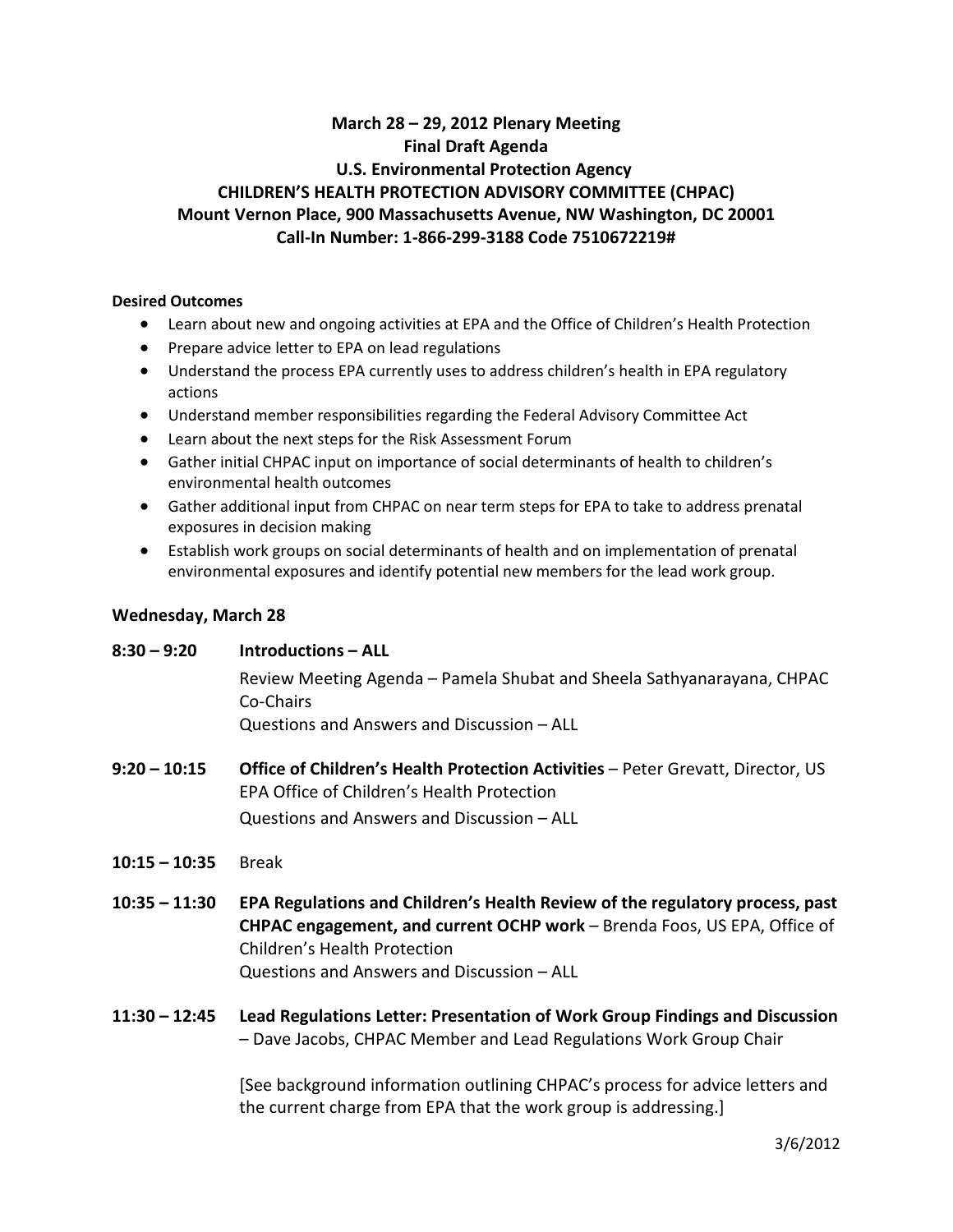# March 28 – 29, 2012 Plenary Meeting
## Final Draft Agenda
## U.S. Environmental Protection Agency
## CHILDREN'S HEALTH PROTECTION ADVISORY COMMITTEE (CHPAC)
## Mount Vernon Place, 900 Massachusetts Avenue, NW Washington, DC 20001
## Call-In Number: 1-866-299-3188 Code 7510672219#

**Desired Outcomes**

- Learn about new and ongoing activities at EPA and the Office of Children's Health Protection
- Prepare advice letter to EPA on lead regulations
- Understand the process EPA currently uses to address children's health in EPA regulatory actions
- Understand member responsibilities regarding the Federal Advisory Committee Act
- Learn about the next steps for the Risk Assessment Forum
- Gather initial CHPAC input on importance of social determinants of health to children's environmental health outcomes
- Gather additional input from CHPAC on near term steps for EPA to take to address prenatal exposures in decision making
- Establish work groups on social determinants of health and on implementation of prenatal environmental exposures and identify potential new members for the lead work group.

### Wednesday, March 28

**8:30 – 9:20** **Introductions – ALL**

Review Meeting Agenda – Pamela Shubat and Sheela Sathyanarayana, CHPAC Co-Chairs

Questions and Answers and Discussion – ALL

**9:20 – 10:15** **Office of Children's Health Protection Activities** – Peter Grevatt, Director, US EPA Office of Children's Health Protection

Questions and Answers and Discussion – ALL

**10:15 – 10:35** Break

**10:35 – 11:30** **EPA Regulations and Children's Health Review of the regulatory process, past CHPAC engagement, and current OCHP work** – Brenda Foos, US EPA, Office of Children's Health Protection

Questions and Answers and Discussion – ALL

**11:30 – 12:45** **Lead Regulations Letter: Presentation of Work Group Findings and Discussion** – Dave Jacobs, CHPAC Member and Lead Regulations Work Group Chair

[See background information outlining CHPAC's process for advice letters and the current charge from EPA that the work group is addressing.]

3/6/2012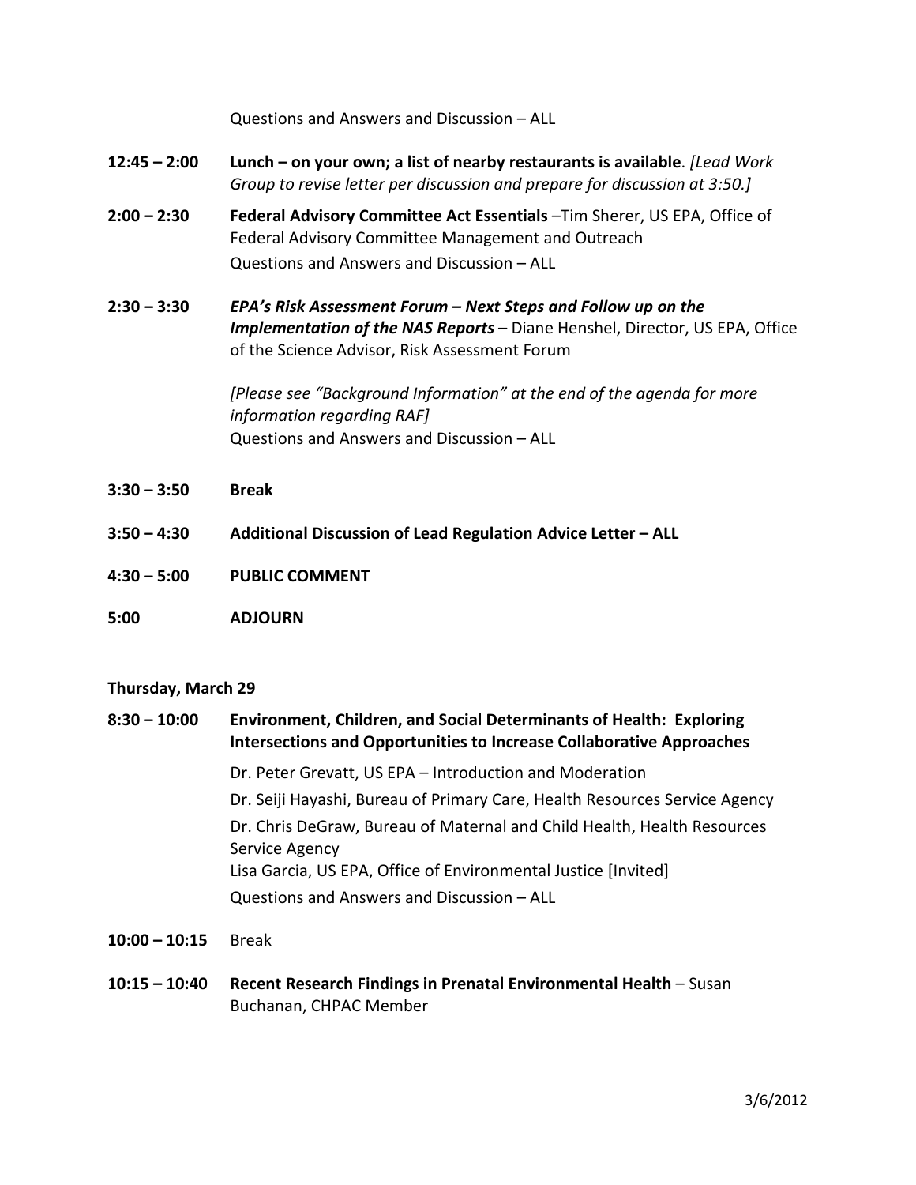Questions and Answers and Discussion – ALL

**12:45 – 2:00** **Lunch – on your own; a list of nearby restaurants is available**. *[Lead Work Group to revise letter per discussion and prepare for discussion at 3:50.]*

**2:00 – 2:30** **Federal Advisory Committee Act Essentials** –Tim Sherer, US EPA, Office of Federal Advisory Committee Management and Outreach

Questions and Answers and Discussion – ALL

**2:30 – 3:30** ***EPA's Risk Assessment Forum – Next Steps and Follow up on the Implementation of the NAS Reports*** – Diane Henshel, Director, US EPA, Office of the Science Advisor, Risk Assessment Forum

*[Please see "Background Information" at the end of the agenda for more information regarding RAF]*

Questions and Answers and Discussion – ALL

**3:30 – 3:50** **Break**

**3:50 – 4:30** **Additional Discussion of Lead Regulation Advice Letter – ALL**

**4:30 – 5:00** **PUBLIC COMMENT**

**5:00** **ADJOURN**

**Thursday, March 29**

**8:30 – 10:00** **Environment, Children, and Social Determinants of Health: Exploring Intersections and Opportunities to Increase Collaborative Approaches**

Dr. Peter Grevatt, US EPA – Introduction and Moderation

Dr. Seiji Hayashi, Bureau of Primary Care, Health Resources Service Agency

Dr. Chris DeGraw, Bureau of Maternal and Child Health, Health Resources Service Agency

Lisa Garcia, US EPA, Office of Environmental Justice [Invited]

Questions and Answers and Discussion – ALL

**10:00 – 10:15** Break

**10:15 – 10:40** **Recent Research Findings in Prenatal Environmental Health** – Susan Buchanan, CHPAC Member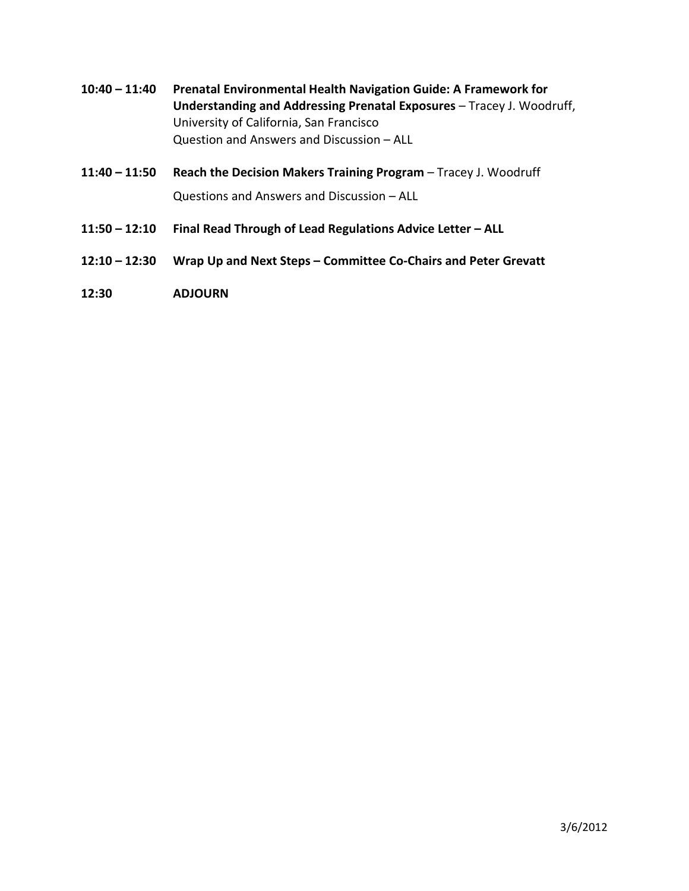**10:40 – 11:40** **Prenatal Environmental Health Navigation Guide: A Framework for Understanding and Addressing Prenatal Exposures** – Tracey J. Woodruff, University of California, San Francisco
Question and Answers and Discussion – ALL

**11:40 – 11:50** **Reach the Decision Makers Training Program** – Tracey J. Woodruff
Questions and Answers and Discussion – ALL

**11:50 – 12:10** **Final Read Through of Lead Regulations Advice Letter – ALL**

**12:10 – 12:30** **Wrap Up and Next Steps – Committee Co-Chairs and Peter Grevatt**

**12:30** **ADJOURN**

3/6/2012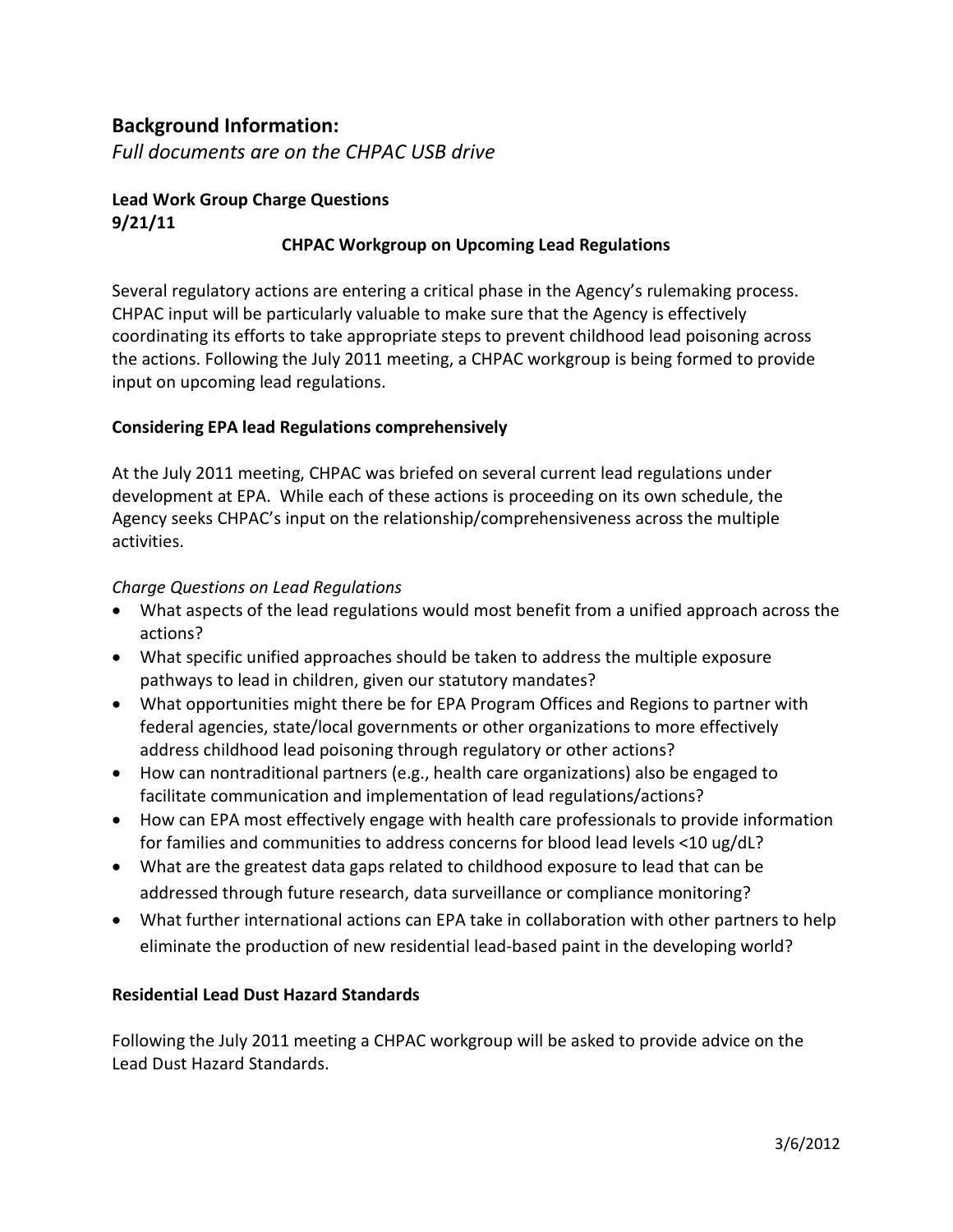## Background Information:

*Full documents are on the CHPAC USB drive*

**Lead Work Group Charge Questions**
**9/21/11**

**CHPAC Workgroup on Upcoming Lead Regulations**

Several regulatory actions are entering a critical phase in the Agency's rulemaking process. CHPAC input will be particularly valuable to make sure that the Agency is effectively coordinating its efforts to take appropriate steps to prevent childhood lead poisoning across the actions. Following the July 2011 meeting, a CHPAC workgroup is being formed to provide input on upcoming lead regulations.

**Considering EPA lead Regulations comprehensively**

At the July 2011 meeting, CHPAC was briefed on several current lead regulations under development at EPA. While each of these actions is proceeding on its own schedule, the Agency seeks CHPAC's input on the relationship/comprehensiveness across the multiple activities.

*Charge Questions on Lead Regulations*

- What aspects of the lead regulations would most benefit from a unified approach across the actions?
- What specific unified approaches should be taken to address the multiple exposure pathways to lead in children, given our statutory mandates?
- What opportunities might there be for EPA Program Offices and Regions to partner with federal agencies, state/local governments or other organizations to more effectively address childhood lead poisoning through regulatory or other actions?
- How can nontraditional partners (e.g., health care organizations) also be engaged to facilitate communication and implementation of lead regulations/actions?
- How can EPA most effectively engage with health care professionals to provide information for families and communities to address concerns for blood lead levels <10 ug/dL?
- What are the greatest data gaps related to childhood exposure to lead that can be addressed through future research, data surveillance or compliance monitoring?
- What further international actions can EPA take in collaboration with other partners to help eliminate the production of new residential lead-based paint in the developing world?

**Residential Lead Dust Hazard Standards**

Following the July 2011 meeting a CHPAC workgroup will be asked to provide advice on the Lead Dust Hazard Standards.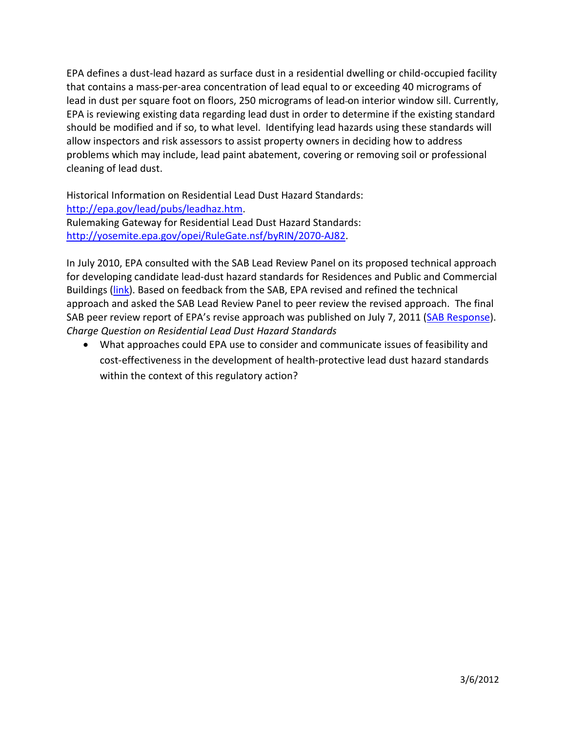EPA defines a dust-lead hazard as surface dust in a residential dwelling or child-occupied facility that contains a mass-per-area concentration of lead equal to or exceeding 40 micrograms of lead in dust per square foot on floors, 250 micrograms of lead on interior window sill. Currently, EPA is reviewing existing data regarding lead dust in order to determine if the existing standard should be modified and if so, to what level. Identifying lead hazards using these standards will allow inspectors and risk assessors to assist property owners in deciding how to address problems which may include, lead paint abatement, covering or removing soil or professional cleaning of lead dust.

Historical Information on Residential Lead Dust Hazard Standards:
[http://epa.gov/lead/pubs/leadhaz.htm](http://epa.gov/lead/pubs/leadhaz.htm).
Rulemaking Gateway for Residential Lead Dust Hazard Standards:
[http://yosemite.epa.gov/opei/RuleGate.nsf/byRIN/2070-AJ82](http://yosemite.epa.gov/opei/RuleGate.nsf/byRIN/2070-AJ82).

In July 2010, EPA consulted with the SAB Lead Review Panel on its proposed technical approach for developing candidate lead-dust hazard standards for Residences and Public and Commercial Buildings (link). Based on feedback from the SAB, EPA revised and refined the technical approach and asked the SAB Lead Review Panel to peer review the revised approach. The final SAB peer review report of EPA's revise approach was published on July 7, 2011 (SAB Response).
*Charge Question on Residential Lead Dust Hazard Standards*

- What approaches could EPA use to consider and communicate issues of feasibility and cost-effectiveness in the development of health-protective lead dust hazard standards within the context of this regulatory action?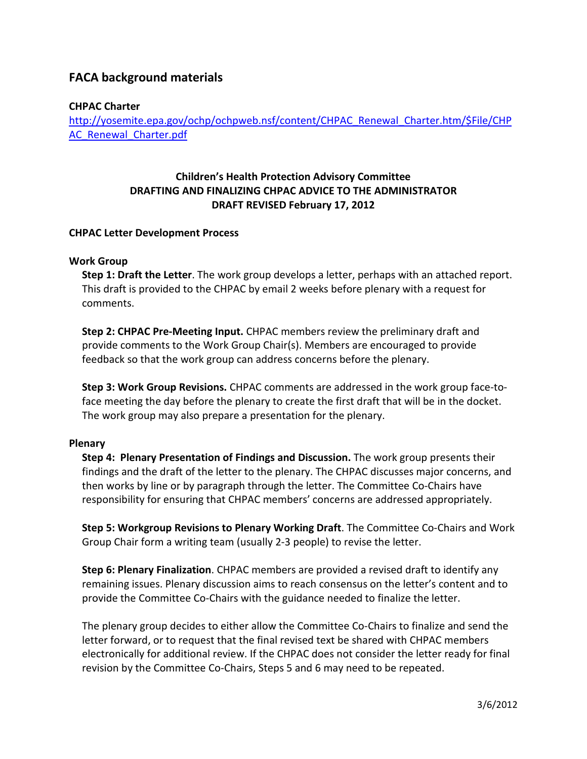## FACA background materials

**CHPAC Charter**

[http://yosemite.epa.gov/ochp/ochpweb.nsf/content/CHPAC_Renewal_Charter.htm/$File/CHPAC_Renewal_Charter.pdf](http://yosemite.epa.gov/ochp/ochpweb.nsf/content/CHPAC_Renewal_Charter.htm/$File/CHPAC_Renewal_Charter.pdf)

**Children's Health Protection Advisory Committee**
**DRAFTING AND FINALIZING CHPAC ADVICE TO THE ADMINISTRATOR**
**DRAFT REVISED February 17, 2012**

**CHPAC Letter Development Process**

**Work Group**

**Step 1: Draft the Letter**. The work group develops a letter, perhaps with an attached report. This draft is provided to the CHPAC by email 2 weeks before plenary with a request for comments.

**Step 2: CHPAC Pre-Meeting Input.** CHPAC members review the preliminary draft and provide comments to the Work Group Chair(s). Members are encouraged to provide feedback so that the work group can address concerns before the plenary.

**Step 3: Work Group Revisions.** CHPAC comments are addressed in the work group face-to-face meeting the day before the plenary to create the first draft that will be in the docket. The work group may also prepare a presentation for the plenary.

**Plenary**

**Step 4: Plenary Presentation of Findings and Discussion.** The work group presents their findings and the draft of the letter to the plenary. The CHPAC discusses major concerns, and then works by line or by paragraph through the letter. The Committee Co-Chairs have responsibility for ensuring that CHPAC members' concerns are addressed appropriately.

**Step 5: Workgroup Revisions to Plenary Working Draft**. The Committee Co-Chairs and Work Group Chair form a writing team (usually 2-3 people) to revise the letter.

**Step 6: Plenary Finalization**. CHPAC members are provided a revised draft to identify any remaining issues. Plenary discussion aims to reach consensus on the letter's content and to provide the Committee Co-Chairs with the guidance needed to finalize the letter.

The plenary group decides to either allow the Committee Co-Chairs to finalize and send the letter forward, or to request that the final revised text be shared with CHPAC members electronically for additional review. If the CHPAC does not consider the letter ready for final revision by the Committee Co-Chairs, Steps 5 and 6 may need to be repeated.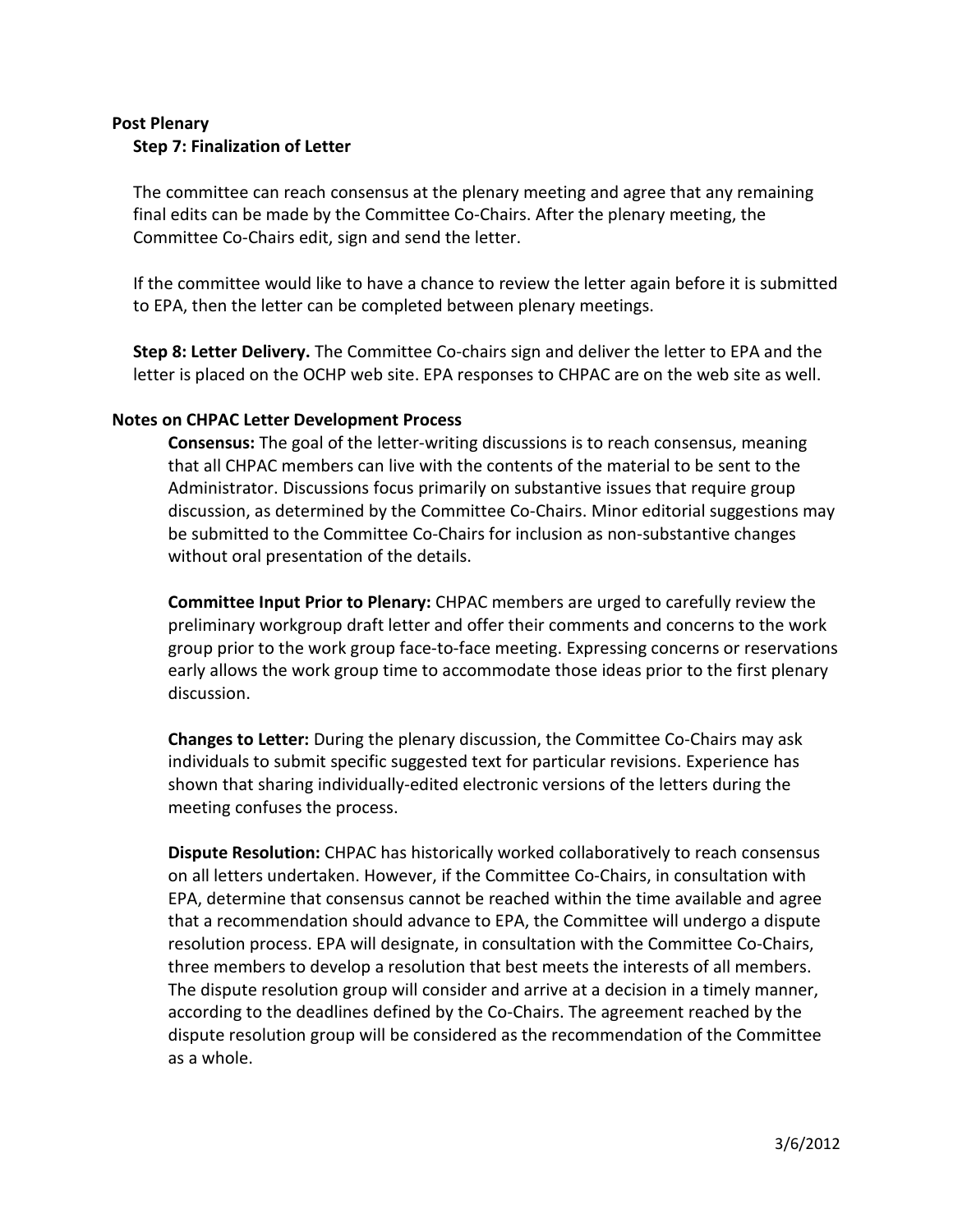## Post Plenary

### Step 7: Finalization of Letter

The committee can reach consensus at the plenary meeting and agree that any remaining final edits can be made by the Committee Co-Chairs. After the plenary meeting, the Committee Co-Chairs edit, sign and send the letter.

If the committee would like to have a chance to review the letter again before it is submitted to EPA, then the letter can be completed between plenary meetings.

**Step 8: Letter Delivery.** The Committee Co-chairs sign and deliver the letter to EPA and the letter is placed on the OCHP web site. EPA responses to CHPAC are on the web site as well.

## Notes on CHPAC Letter Development Process

**Consensus:** The goal of the letter-writing discussions is to reach consensus, meaning that all CHPAC members can live with the contents of the material to be sent to the Administrator. Discussions focus primarily on substantive issues that require group discussion, as determined by the Committee Co-Chairs. Minor editorial suggestions may be submitted to the Committee Co-Chairs for inclusion as non-substantive changes without oral presentation of the details.

**Committee Input Prior to Plenary:** CHPAC members are urged to carefully review the preliminary workgroup draft letter and offer their comments and concerns to the work group prior to the work group face-to-face meeting. Expressing concerns or reservations early allows the work group time to accommodate those ideas prior to the first plenary discussion.

**Changes to Letter:** During the plenary discussion, the Committee Co-Chairs may ask individuals to submit specific suggested text for particular revisions. Experience has shown that sharing individually-edited electronic versions of the letters during the meeting confuses the process.

**Dispute Resolution:** CHPAC has historically worked collaboratively to reach consensus on all letters undertaken. However, if the Committee Co-Chairs, in consultation with EPA, determine that consensus cannot be reached within the time available and agree that a recommendation should advance to EPA, the Committee will undergo a dispute resolution process. EPA will designate, in consultation with the Committee Co-Chairs, three members to develop a resolution that best meets the interests of all members. The dispute resolution group will consider and arrive at a decision in a timely manner, according to the deadlines defined by the Co-Chairs. The agreement reached by the dispute resolution group will be considered as the recommendation of the Committee as a whole.

3/6/2012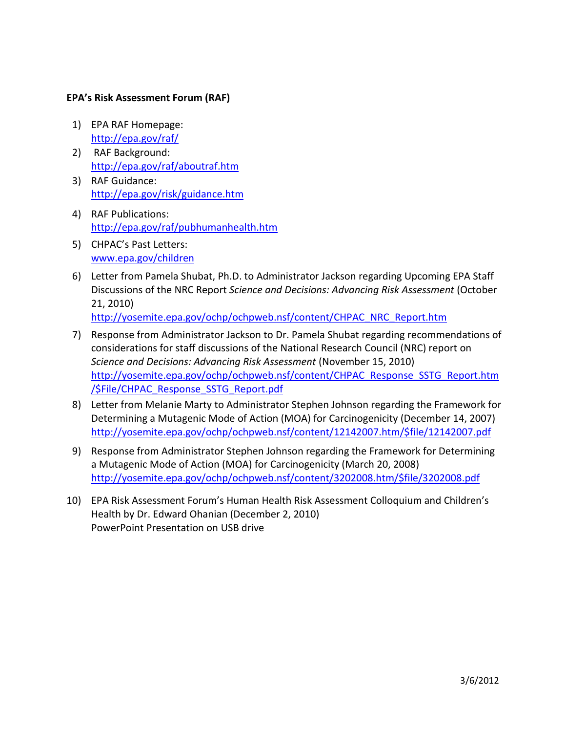**EPA's Risk Assessment Forum (RAF)**

1) EPA RAF Homepage:
   http://epa.gov/raf/
2) RAF Background:
   http://epa.gov/raf/aboutraf.htm
3) RAF Guidance:
   http://epa.gov/risk/guidance.htm
4) RAF Publications:
   http://epa.gov/raf/pubhumanhealth.htm
5) CHPAC's Past Letters:
   www.epa.gov/children
6) Letter from Pamela Shubat, Ph.D. to Administrator Jackson regarding Upcoming EPA Staff Discussions of the NRC Report *Science and Decisions: Advancing Risk Assessment* (October 21, 2010)
   http://yosemite.epa.gov/ochp/ochpweb.nsf/content/CHPAC_NRC_Report.htm
7) Response from Administrator Jackson to Dr. Pamela Shubat regarding recommendations of considerations for staff discussions of the National Research Council (NRC) report on *Science and Decisions: Advancing Risk Assessment* (November 15, 2010)
   http://yosemite.epa.gov/ochp/ochpweb.nsf/content/CHPAC_Response_SSTG_Report.htm/$File/CHPAC_Response_SSTG_Report.pdf
8) Letter from Melanie Marty to Administrator Stephen Johnson regarding the Framework for Determining a Mutagenic Mode of Action (MOA) for Carcinogenicity (December 14, 2007)
   http://yosemite.epa.gov/ochp/ochpweb.nsf/content/12142007.htm/$file/12142007.pdf
9) Response from Administrator Stephen Johnson regarding the Framework for Determining a Mutagenic Mode of Action (MOA) for Carcinogenicity (March 20, 2008)
   http://yosemite.epa.gov/ochp/ochpweb.nsf/content/3202008.htm/$file/3202008.pdf
10) EPA Risk Assessment Forum's Human Health Risk Assessment Colloquium and Children's Health by Dr. Edward Ohanian (December 2, 2010)
    PowerPoint Presentation on USB drive

3/6/2012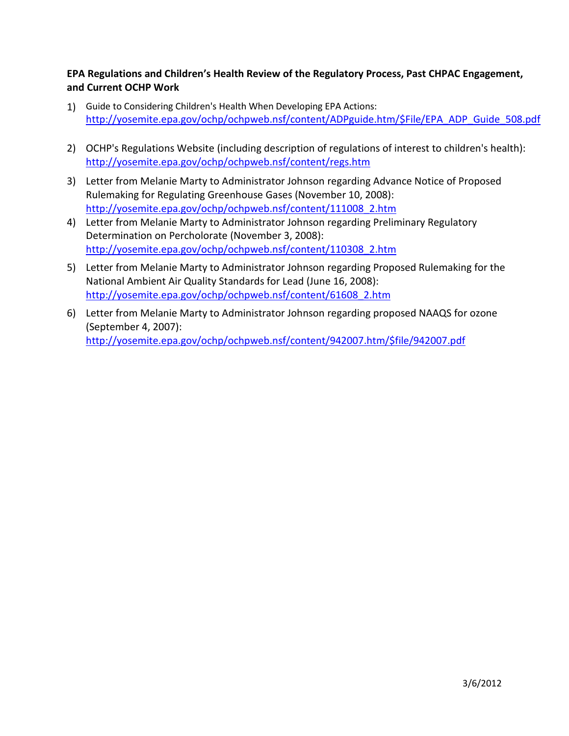**EPA Regulations and Children's Health Review of the Regulatory Process, Past CHPAC Engagement, and Current OCHP Work**

1) Guide to Considering Children's Health When Developing EPA Actions: http://yosemite.epa.gov/ochp/ochpweb.nsf/content/ADPguide.htm/$File/EPA_ADP_Guide_508.pdf
2) OCHP's Regulations Website (including description of regulations of interest to children's health): http://yosemite.epa.gov/ochp/ochpweb.nsf/content/regs.htm
3) Letter from Melanie Marty to Administrator Johnson regarding Advance Notice of Proposed Rulemaking for Regulating Greenhouse Gases (November 10, 2008): http://yosemite.epa.gov/ochp/ochpweb.nsf/content/111008_2.htm
4) Letter from Melanie Marty to Administrator Johnson regarding Preliminary Regulatory Determination on Percholorate (November 3, 2008): http://yosemite.epa.gov/ochp/ochpweb.nsf/content/110308_2.htm
5) Letter from Melanie Marty to Administrator Johnson regarding Proposed Rulemaking for the National Ambient Air Quality Standards for Lead (June 16, 2008): http://yosemite.epa.gov/ochp/ochpweb.nsf/content/61608_2.htm
6) Letter from Melanie Marty to Administrator Johnson regarding proposed NAAQS for ozone (September 4, 2007): http://yosemite.epa.gov/ochp/ochpweb.nsf/content/942007.htm/$file/942007.pdf

3/6/2012